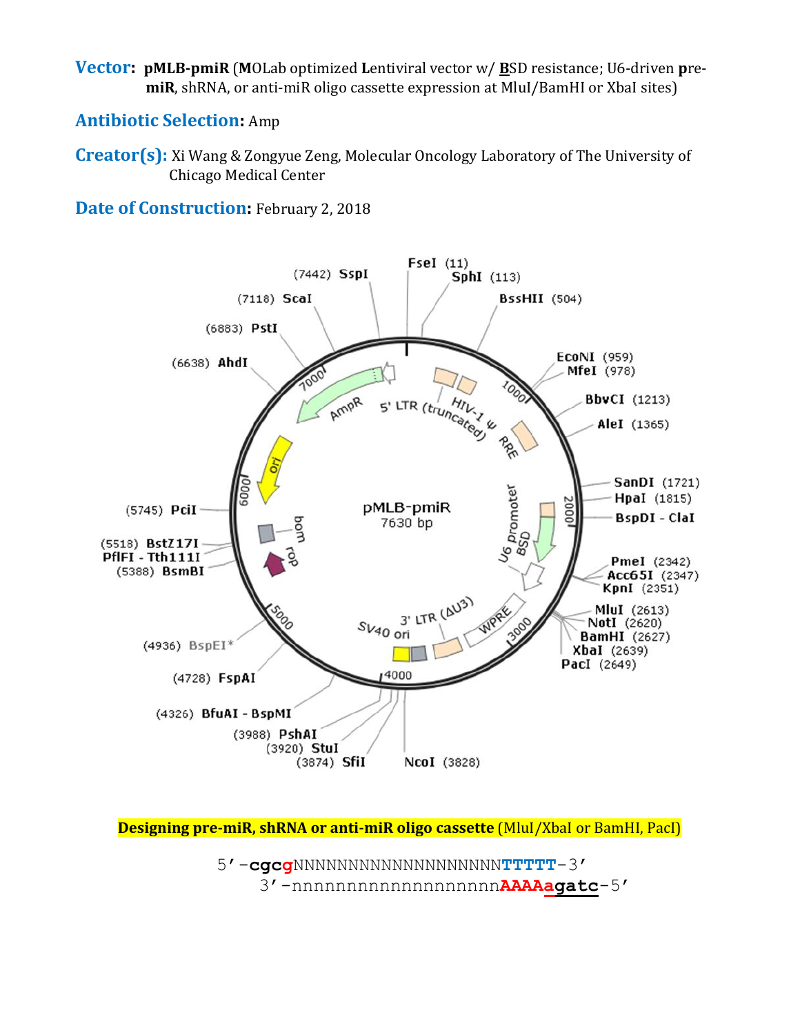**Vector:** **pMLB-pmiR** (**M**OLab optimized **L**entiviral vector w/ **B**SD resistance; U6-driven **p**re-**miR**, shRNA, or anti-miR oligo cassette expression at MluI/BamHI or XbaI sites)

**Antibiotic Selection:** Amp

**Creator(s):** Xi Wang & Zongyue Zeng, Molecular Oncology Laboratory of The University of Chicago Medical Center

**Date of Construction:** February 2, 2018

pMLB-pmiR
7630 bp

FseI (11)
SphI (113)
BssHII (504)
EcoNI (959)
MfeI (978)
BbvCI (1213)
AleI (1365)
SanDI (1721)
HpaI (1815)
BspDI - ClaI
PmeI (2342)
Acc65I (2347)
KpnI (2351)
MluI (2613)
NotI (2620)
BamHI (2627)
XbaI (2639)
PacI (2649)
NcoI (3828)
(3874) SfiI
(3920) StuI
(3988) PshAI
(4326) BfuAI - BspMI
(4728) FspAI
(4936) BspEI*
(5388) BsmBI
PflFI - Tth111I
(5518) BstZ17I
(5745) PciI
(6638) AhdI
(6883) PstI
(7118) ScaI
(7442) SspI

5' LTR (truncated)
HIV-1 ψ
RRE
U6 promoter
BSD
WPRE
3' LTR (ΔU3)
SV40 ori
bom
rop
ori
AmpR

1000
2000
3000
4000
5000
6000
7000

**Designing pre-miR, shRNA or anti-miR oligo cassette** (MluI/XbaI or BamHI, PacI)

```
5'-cgcgNNNNNNNNNNNNNNNNNNNTTTTT-3'
      3'-nnnnnnnnnnnnnnnnnnnAAAAagatc-5'
```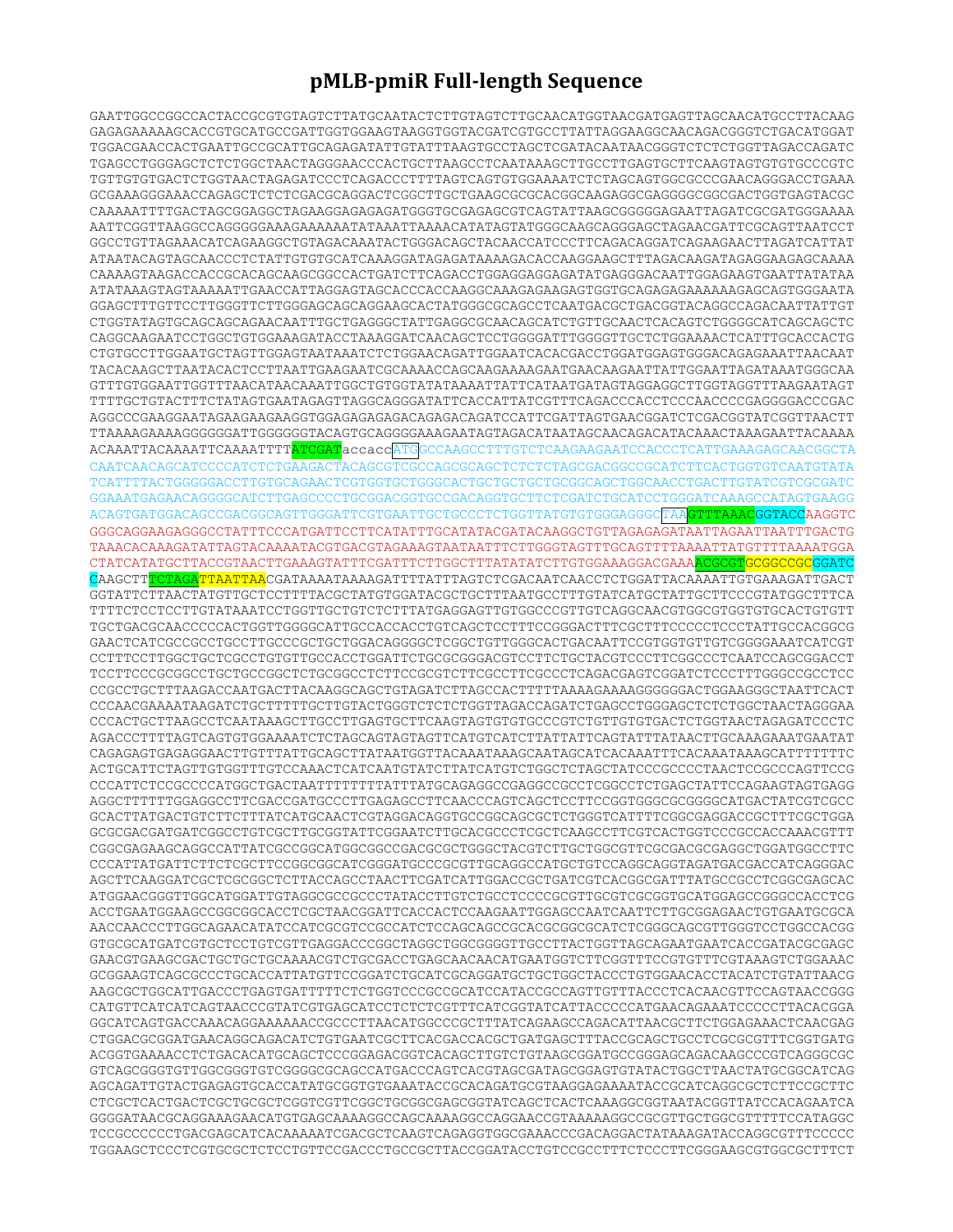# pMLB-pmiR Full-length Sequence

```
GAATTGGCCGGCCACTACCGCGTGTAGTCTTATGCAATACTCTTGTAGTCTTGCAACATGGTAACGATGAGTTAGCAACATGCCTTACAAG
GAGAGAAAAAGCACCGTGCATGCCGATTGGTGGAAGTAAGGTGGTACGATCGTGCCTTATTAGGAAGGCAACAGACGGGTCTGACATGGAT
TGGACGAACCACTGAATTGCCGCATTGCAGAGATATTGTATTTAAGTGCCTAGCTCGATACAATAACGGGTCTCTCTGGTTAGACCAGATC
TGAGCCTGGGAGCTCTCTGGCTAACTAGGGAACCCACTGCTTAAGCCTCAATAAAGCTTGCCTTGAGTGCTTCAAGTAGTGTGTGCCCGTC
TGTTGTGTGACTCTGGTAACTAGAGATCCCTCAGACCCTTTTAGTCAGTGTGGAAAATCTCTAGCAGTGGCGCCCGAACAGGGACCTGAAA
GCGAAAGGGAAACCAGAGCTCTCTCGACGCAGGACTCGGCTTGCTGAAGCGCGCACGGCAAGAGGCGAGGGGCGGCGACTGGTGAGTACGC
CAAAAATTTTGACTAGCGGAGGCTAGAAGGAGAGAGATGGGTGCGAGAGCGTCAGTATTAAGCGGGGGAGAATTAGATCGCGATGGGAAAA
AATTCGGTTAAGGCCAGGGGGAAAGAAAAAATATAAATTAAAACATATAGTATGGGCAAGCAGGGAGCTAGAACGATTCGCAGTTAATCCT
GGCCTGTTAGAAACATCAGAAGGCTGTAGACAAATACTGGGACAGCTACAACCATCCCTTCAGACAGGATCAGAAGAACTTAGATCATTAT
ATAATACAGTAGCAACCCTCTATTGTGTGCATCAAAGGATAGAGATAAAAGACACCAAGGAAGCTTTAGACAAGATAGAGGAAGAGCAAAA
CAAAAGTAAGACCACCGCACAGCAAGCGGCCACTGATCTTCAGACCTGGAGGAGGAGATATGAGGGACAATTGGAGAAGTGAATTATATAA
ATATAAAGTAGTAAAAATTGAACCATTAGGAGTAGCACCCACCAAGGCAAAGAGAAGAGTGGTGCAGAGAGAAAAAAGAGCAGTGGGAATA
GGAGCTTTGTTCCTTGGGTTCTTGGGAGCAGCAGGAAGCACTATGGGCGCAGCCTCAATGACGCTGACGGTACAGGCCAGACAATTATTGT
CTGGTATAGTGCAGCAGCAGAACAATTTGCTGAGGGCTATTGAGGCGCAACAGCATCTGTTGCAACTCACAGTCTGGGGCATCAGCAGCTC
CAGGCAAGAATCCTGGCTGTGGAAAGATACCTAAAGGATCAACAGCTCCTGGGGATTTGGGGTTGCTCTGGAAAACTCATTTGCACCACTG
CTGTGCCTTGGAATGCTAGTTGGAGTAATAAATCTCTGGAACAGATTGGAATCACACGACCTGGATGGAGTGGGACAGAGAAATTAACAAT
TACACAAGCTTAATACACTCCTTAATTGAAGAATCGCAAAACCAGCAAGAAAAGAATGAACAAGAATTATTGGAATTAGATAAATGGGCAA
GTTTGTGGAATTGGTTTAACATAACAAATTGGCTGTGGTATATAAAATTATTCATAATGATAGTAGGAGGCTTGGTAGGTTTAAGAATAGT
TTTTGCTGTACTTTCTATAGTGAATAGAGTTAGGCAGGGATATTCACCATTATCGTTTCAGACCCACCTCCCAACCCCGAGGGGACCCGAC
AGGCCCGAAGGAATAGAAGAAGAAGGTGGAGAGAGAGACAGAGACAGATCCATTCGATTAGTGAACGGATCTCGACGGTATCGGTTAACTT
TTAAAAGAAAAGGGGGGATTGGGGGGTACAGTGCAGGGGAAAGAATAGTAGACATAATAGCAACAGACATACAAACTAAAGAATTACAAAA
ACAAATTACAAAATTCAAAATTTTATCGATaccaccATGGCCAAGCCTTTGTCTCAAGAAGAATCCACCCTCATTGAAAGAGCAACGGCTA
CAATCAACAGCATCCCCATCTCTGAAGACTACAGCGTCGCCAGCGCAGCTCTCTCTAGCGACGGCCGCATCTTCACTGGTGTCAATGTATA
TCATTTTACTGGGGGACCTTGCGCAGAACTCGTGGTGCTGGGCACTGCTGCTGCTGCGGCAGCTGGCAACCTGACTTGTATCGTCGCGATC
GGAAATGAGAACAGGGGCATCTTGAGCCCCTGCGGACGGTGCCGACAGGTGCTTCTCGATCTGCATCCTGGGATCAAAGCCATAGTGAAGG
ACAGTGATGGACAGCCGACGGCAGTTGGGATTCGTGAATTGCTGCCCTCTGGTTATGTGTGGGAGGGCTAAGTTTAAACGGTACCAAGGTC
GGGCAGGAAGAGGGCCTATTTCCCATGATTCCTTCATATTTGCATATACGATACAAGGCTGTTAGAGAGATAATTAGAATTAATTTGACTG
TAAACACAAAGATATTAGTACAAAATACGTGACGTAGAAAGTAATAATTTCTTGGGTAGTTTGCAGTTTTAAAATTATGTTTTAAAATGGA
CTATCATATGCTTACCGTAACTTGAAAGTATTTCGATTTCTTGGCTTTATATATCTTGTGGAAAGGACGAAAACGCGTGCGGCCGCGGATC
CAAGCTTTCTAGATTAATTAACGATAAAATAAAAGATTTTATTTAGTCTCGACAATCAACCTCTGGATTACAAAATTGTGAAAGATTGACT
GGTATTCTTAACTATGTTGCTCCTTTTACGCTATGTGGATACGCTGCTTTAATGCCTTTGTATCATGCTATTGCTTCCCGTATGGCTTTCA
TTTTCTCCTCCTTGTATAAATCCTGGTTGCTGTCTCTTTATGAGGAGTTGTGGCCCGTTGTCAGGCAACGTGGCGTGGTGTGCACTGTGTT
TGCTGACGCAACCCCCACTGGTTGGGGCATTGCCACCACCTGTCAGCTCCTTTCCGGGACTTTCGCTTTCCCCCTCCCTATTGCCACGGCG
GAACTCATCGCCGCCTGCCTTGCCCGCTGCTGGACAGGGGCTCGGCTGTTGGGCACTGACAATTCCGTGGTGTTGTCGGGGAAATCATCGT
CCTTTCCTTGGCTGCTCGCCTGTGTTGCCACCTGGATTCTGCGCGGGACGTCCTTCTGCTACGTCCCTTCGGCCCTCAATCCAGCGGACCT
TCCTTCCCGCGGCCTGCTGCCGGCTCTGCGGCCTCTTCCGCGTCTTCGCCTTCGCCCTCAGACGAGTCGGATCTCCCTTTGGGCCGCCTCC
CCGCCTGCTTTAAGACCAATGACTTACAAGGCAGCTGTAGATCTTAGCCACTTTTTAAAAGAAAAGGGGGGACTGGAAGGGCTAATTCACT
CCCAACGAAAATAAGATCTGCTTTTTGCTTGTACTGGGTCTCTCTGGTTAGACCAGATCTGAGCCTGGGAGCTCTCTGGCTAACTAGGGAA
CCCACTGCTTAAGCCTCAATAAAGCTTGCCTTGAGTGCTTCAAGTAGTGTGTGCCCGTCTGTTGTGTGACTCTGGTAACTAGAGATCCCTC
AGACCCTTTTAGTCAGTGTGGAAAATCTCTAGCAGTAGTAGTTCATGTCATCTTATTATTCAGTATTTATAACTTGCAAAGAAATGAATAT
CAGAGAGTGAGAGGAACTTGTTTATTGCAGCTTATAATGGTTACAAATAAAGCAATAGCATCACAAATTTCACAAATAAAGCATTTTTTTC
ACTGCATTCTAGTTGTGGTTTGTCCAAACTCATCAATGTATCTTATCATGTCTGGCTCTAGCTATCCCGCCCCTAACTCCGCCCAGTTCCG
CCCATTCTCCGCCCCATGGCTGACTAATTTTTTTTATTTATGCAGAGGCCGAGGCCGCCTCGGCCTCTGAGCTATTCCAGAAGTAGTGAGG
AGGCTTTTTTGGAGGCCTTCGACCGATGCCCTTGAGAGCCTTCAACCCAGTCAGCTCCTTCCGGTGGGCGCGGGGCATGACTATCGTCGCC
GCACTTATGACTGTCTTCTTTATCATGCAACTCGTAGGACAGGTGCCGGCAGCGCTCTGGGTCATTTTCGGCGAGGACCGCTTTCGCTGGA
GCGCGACGATGATCGGCCTGTCGCTTGCGGTATTCGGAATCTTGCACGCCCTCGCTCAAGCCTTCGTCACTGGTCCCGCCACCAAACGTTT
CGGCGAGAAGCAGGCCATTATCGCCGGCATGGCGGCCGACGCGCTGGGCTACGTCTTGCTGGCGTTCGCGACGCGAGGCTGGATGGCCTTC
CCCATTATGATTCTTCTCGCTTCCGGCGGCATCGGGATGCCCGCGTTGCAGGCCATGCTGTCCAGGCAGGTAGATGACGACCATCAGGGAC
AGCTTCAAGGATCGCTCGCGGCTCTTACCAGCCTAACTTCGATCATTGGACCGCTGATCGTCACGGCGATTTATGCCGCCTCGGCGAGCAC
ATGGAACGGGTTGGCATGGATTGTAGGCGCCGCCCTATACCTTGTCTGCCTCCCCGCGTTGCGTCGCGGTGCATGGAGCCGGGCCACCTCG
ACCTGAATGGAAGCCGGCGGCACCTCGCTAACGGATTCACCACTCCAAGAATTGGAGCCAATCAATTCTTGCGGAGAACTGTGAATGCGCA
AACCAACCCTTGGCAGAACATATCCATCGCGTCCGCCATCTCCAGCAGCCGCACGCGGCGCATCTCGGGCAGCGTTGGGTCCTGGCCACGG
GTGCGCATGATCGTGCTCCTGTCGTTGAGGACCCGGCTAGGCTGGCGGGGTTGCCTTACTGGTTAGCAGAATGAATCACCGATACGCGAGC
GAACGTGAAGCGACTGCTGCTGCAAAACGTCTGCGACCTGAGCAACAACATGAATGGTCTTCGGTTTCCGTGTTTCGTAAAGTCTGGAAAC
GCGGAAGTCAGCGCCCTGCACCATTATGTTCCGGATCTGCATCGCAGGATGCTGCTGGCTACCCTGTGGAACACCTACATCTGTATTAACG
AAGCGCTGGCATTGACCCTGAGTGATTTTTCTCTGGTCCCGCCGCATCCATACCGCCAGTTGTTTACCCTCACAACGTTCCAGTAACCGGG
CATGTTCATCATCAGTAACCCGTATCGTGAGCATCCTCTCTCGTTTCATCGGTATCATTACCCCCATGAACAGAAATCCCCCTTACACGGA
GGCATCAGTGACCAAACAGGAAAAAACCGCCCTTAACATGGCCCGCTTTATCAGAAGCCAGACATTAACGCTTCTGGAGAAACTCAACGAG
CTGGACGCGGATGAACAGGCAGACATCTGTGAATCGCTTCACGACCACGCTGATGAGCTTTACCGCAGCTGCCTCGCGCGTTTCGGTGATG
ACGGTGAAAACCTCTGACACATGCAGCTCCCGGAGACGGTCACAGCTTGTCTGTAAGCGGATGCCGGGAGCAGACAAGCCCGTCAGGGCGC
GTCAGCGGGTGTTGGCGGGTGTCGGGGCGCAGCCATGACCCAGTCACGTAGCGATAGCGGAGTGTATACTGGCTTAACTATGCGGCATCAG
AGCAGATTGTACTGAGAGTGCACCATATGCGGTGTGAAATACCGCACAGATGCGTAAGGAGAAAATACCGCATCAGGCGCTCTTCCGCTTC
CTCGCTCACTGACTCGCTGCGCTCGGTCGTTCGGCTGCGGCGAGCGGTATCAGCTCACTCAAAGGCGGTAATACGGTTATCCACAGAATCA
GGGGATAACGCAGGAAAGAACATGTGAGCAAAAGGCCAGCAAAAGGCCAGGAACCGTAAAAAGGCCGCGTTGCTGGCGTTTTTCCATAGGC
TCCGCCCCCCTGACGAGCATCACAAAAATCGACGCTCAAGTCAGAGGTGGCGAAACCCGACAGGACTATAAAGATACCAGGCGTTTCCCCC
TGGAAGCTCCCTCGTGCGCTCTCCTGTTCCGACCCTGCCGCTTACCGGATACCTGTCCGCCTTTCTCCCTTCGGGAAGCGTGGCGCTTTCT
```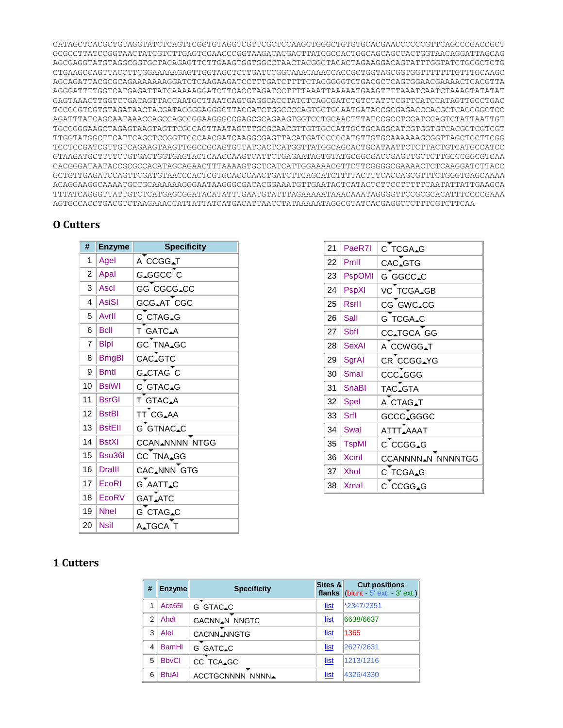```
CATAGCTCACGCTGTAGGTATCTCAGTTCGGTGTAGGTCGTTCGCTCCAAGCTGGGCTGTGTGCACGAACCCCCCGTTCAGCCCGACCGCT
GCGCCTTATCCGGTAACTATCGTCTTGAGTCCAACCCGGTAAGACACGACTTATCGCCACTGGCAGCAGCCACTGGTAACAGGATTAGCAG
AGCGAGGTATGTAGGCGGTGCTACAGAGTTCTTGAAGTGGTGGCCTAACTACGGCTACACTAGAAGGACAGTATTTGGTATCTGCGCTCTG
CTGAAGCCAGTTACCTTCGGAAAAAGAGTTGGTAGCTCTTGATCCGGCAAACAAACCACCGCTGGTAGCGGTGGTTTTTTTGTTTGCAAGC
AGCAGATTACGCGCAGAAAAAAAGGATCTCAAGAAGATCCTTTGATCTTTTCTACGGGGTCTGACGCTCAGTGGAACGAAAACTCACGTTA
AGGGATTTTGGTCATGAGATTATCAAAAAGGATCTTCACCTAGATCCTTTTAAATTAAAAATGAAGTTTTAAATCAATCTAAAGTATATAT
GAGTAAACTTGGTCTGACAGTTACCAATGCTTAATCAGTGAGGCACCTATCTCAGCGATCTGTCTATTTCGTTCATCCATAGTTGCCTGAC
TCCCCGTCGTGTAGATAACTACGATACGGGAGGGCTTACCATCTGGCCCCAGTGCTGCAATGATACCGCGAGACCCACGCTCACCGGCTCC
AGATTTATCAGCAATAAACCAGCCAGCCGGAAGGGCCGAGCGCAGAAGTGGTCCTGCAACTTTATCCGCCTCCATCCAGTCTATTAATTGT
TGCCGGGAAGCTAGAGTAAGTAGTTCGCCAGTTAATAGTTTGCGCAACGTTGTTGCCATTGCTGCAGGCATCGTGGTGTCACGCTCGTCGT
TTGGTATGGCTTCATTCAGCTCCGGTTCCCAACGATCAAGGCGAGTTACATGATCCCCCATGTTGTGCAAAAAAGCGGTTAGCTCCTTCGG
TCCTCCGATCGTTGTCAGAAGTAAGTTGGCCGCAGTGTTATCACTCATGGTTATGGCAGCACTGCATAATTCTCTTACTGTCATGCCATCC
GTAAGATGCTTTTCTGTGACTGGTGAGTACTCAACCAAGTCATTCTGAGAATAGTGTATGCGGCGACCGAGTTGCTCTTGCCCGGCGTCAA
CACGGGATAATACCGCGCCACATAGCAGAACTTTAAAAGTGCTCATCATTGGAAAACGTTCTTCGGGGCGAAAACTCTCAAGGATCTTACC
GCTGTTGAGATCCAGTTCGATGTAACCCACTCGTGCACCCAACTGATCTTCAGCATCTTTTACTTTCACCAGCGTTTCTGGGTGAGCAAAA
ACAGGAAGGCAAAATGCCGCAAAAAAGGGAATAAGGGCGACACGGAAATGTTGAATACTCATACTCTTCCTTTTTCAATATTATTGAAGCA
TTTATCAGGGTTATTGTCTCATGAGCGGATACATATTTGAATGTATTTAGAAAAATAAACAAATAGGGGTTCCGCGCACATTTCCCCGAAA
AGTGCCACCTGACGTCTAAGAAACCATTATTATCATGACATTAACCTATAAAAATAGGCGTATCACGAGGCCCTTTCGTCTTCAA
```

## 0 Cutters

| # | Enzyme | Specificity |
|---|---|---|
| 1 | AgeI | A CCGG T |
| 2 | ApaI | G GGCC C |
| 3 | AscI | GG CGCG CC |
| 4 | AsiSI | GCG AT CGC |
| 5 | AvrII | C CTAG G |
| 6 | BclI | T GATC A |
| 7 | BlpI | GC TNA GC |
| 8 | BmgBI | CAC GTC |
| 9 | BmtI | G CTAG C |
| 10 | BsiWI | C GTAC G |
| 11 | BsrGI | T GTAC A |
| 12 | BstBI | TT CG AA |
| 13 | BstEII | G GTNAC C |
| 14 | BstXI | CCAN NNNN NTGG |
| 15 | Bsu36I | CC TNA GG |
| 16 | DraIII | CAC NNN GTG |
| 17 | EcoRI | G AATT C |
| 18 | EcoRV | GAT ATC |
| 19 | NheI | G CTAG C |
| 20 | NsiI | A TGCA T |
| 21 | PaeR7I | C TCGA G |
| 22 | PmlI | CAC GTG |
| 23 | PspOMI | G GGCC C |
| 24 | PspXI | VC TCGA GB |
| 25 | RsrII | CG GWC CG |
| 26 | SalI | G TCGA C |
| 27 | SbfI | CC TGCA GG |
| 28 | SexAI | A CCWGG T |
| 29 | SgrAI | CR CCGG YG |
| 30 | SmaI | CCC GGG |
| 31 | SnaBI | TAC GTA |
| 32 | SpeI | A CTAG T |
| 33 | SrfI | GCCC GGGC |
| 34 | SwaI | ATTT AAAT |
| 35 | TspMI | C CCGG G |
| 36 | XcmI | CCANNNNN NNNNTGG |
| 37 | XhoI | C TCGA G |
| 38 | XmaI | C CCGG G |

## 1 Cutters

| # | Enzyme | Specificity | Sites & flanks | Cut positions (blunt - 5' ext. - 3' ext.) |
|---|---|---|---|---|
| 1 | Acc65I | G GTAC C | list | *2347/2351 |
| 2 | AhdI | GACNN N NNGTC | list | 6638/6637 |
| 3 | AleI | CACNN NNGTG | list | 1365 |
| 4 | BamHI | G GATC C | list | 2627/2631 |
| 5 | BbvCI | CC TCA GC | list | 1213/1216 |
| 6 | BfuAI | ACCTGCNNNN NNNN | list | 4326/4330 |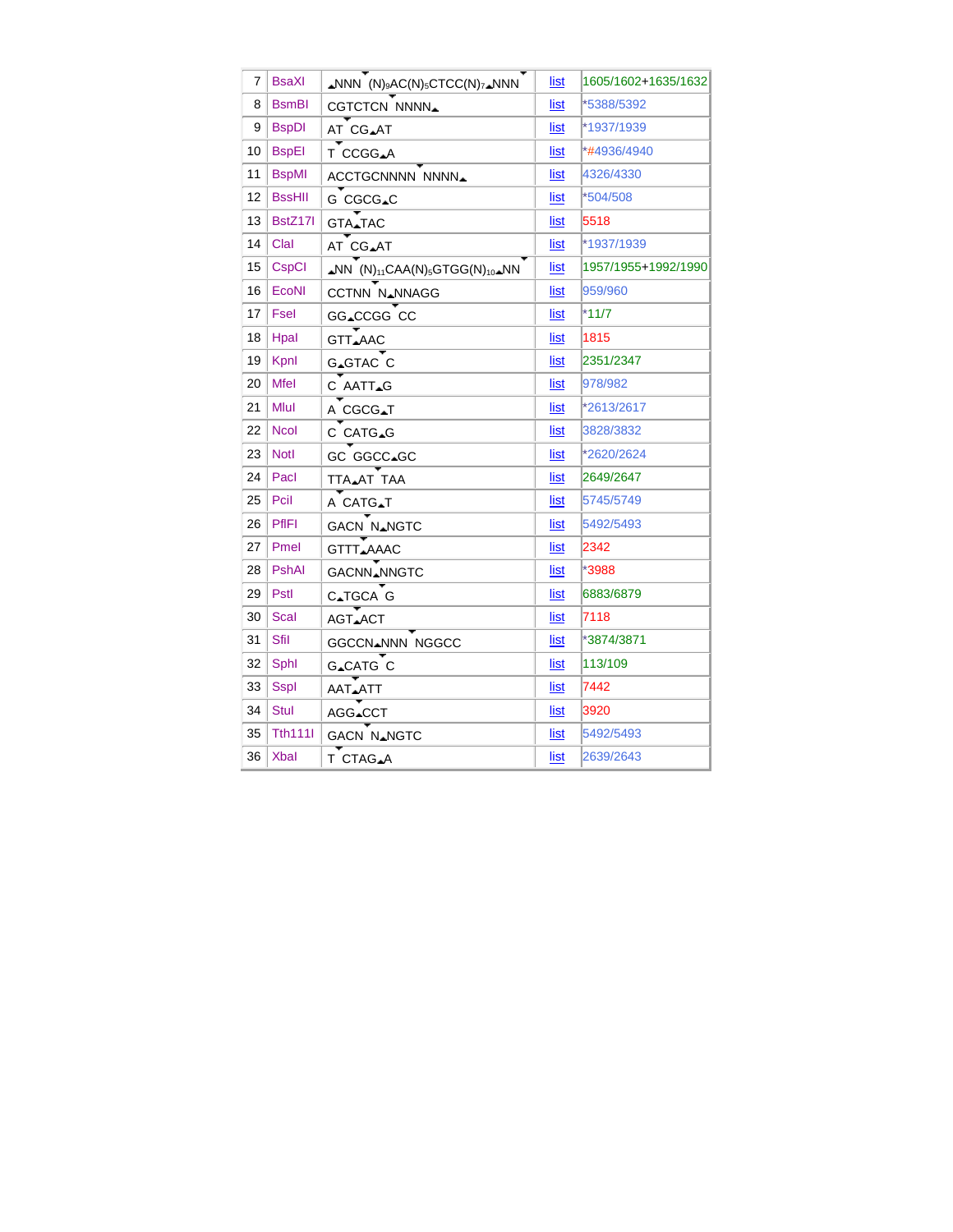| | | | | |
|---|---|---|---|---|
| 7 | BsaXI | NNN (N)9AC(N)5CTCC(N)7NNN | list | 1605/1602+1635/1632 |
| 8 | BsmBI | CGTCTCN NNNN | list | *5388/5392 |
| 9 | BspDI | AT CGAT | list | *1937/1939 |
| 10 | BspEI | T CCGGA | list | *#4936/4940 |
| 11 | BspMI | ACCTGCNNNN NNNN | list | 4326/4330 |
| 12 | BssHII | G CGCGC | list | *504/508 |
| 13 | BstZ17I | GTATAC | list | 5518 |
| 14 | ClaI | AT CGAT | list | *1937/1939 |
| 15 | CspCI | NN (N)11CAA(N)5GTGG(N)10NN | list | 1957/1955+1992/1990 |
| 16 | EcoNI | CCTNN NNNAGG | list | 959/960 |
| 17 | FseI | GGCCGG CC | list | *11/7 |
| 18 | HpaI | GTTAAC | list | 1815 |
| 19 | KpnI | GGTAC C | list | 2351/2347 |
| 20 | MfeI | C AATTG | list | 978/982 |
| 21 | MluI | A CGCGT | list | *2613/2617 |
| 22 | NcoI | C CATGG | list | 3828/3832 |
| 23 | NotI | GC GGCCGC | list | *2620/2624 |
| 24 | PacI | TTAAT TAA | list | 2649/2647 |
| 25 | PciI | A CATGT | list | 5745/5749 |
| 26 | PflFI | GACN NNGTC | list | 5492/5493 |
| 27 | PmeI | GTTTAAAC | list | 2342 |
| 28 | PshAI | GACNNNNGTC | list | *3988 |
| 29 | PstI | CTGCA G | list | 6883/6879 |
| 30 | ScaI | AGTACT | list | 7118 |
| 31 | SfiI | GGCCNNNN NGGCC | list | *3874/3871 |
| 32 | SphI | GCATG C | list | 113/109 |
| 33 | SspI | AATATT | list | 7442 |
| 34 | StuI | AGGCCT | list | 3920 |
| 35 | Tth111I | GACN NNGTC | list | 5492/5493 |
| 36 | XbaI | T CTAGA | list | 2639/2643 |